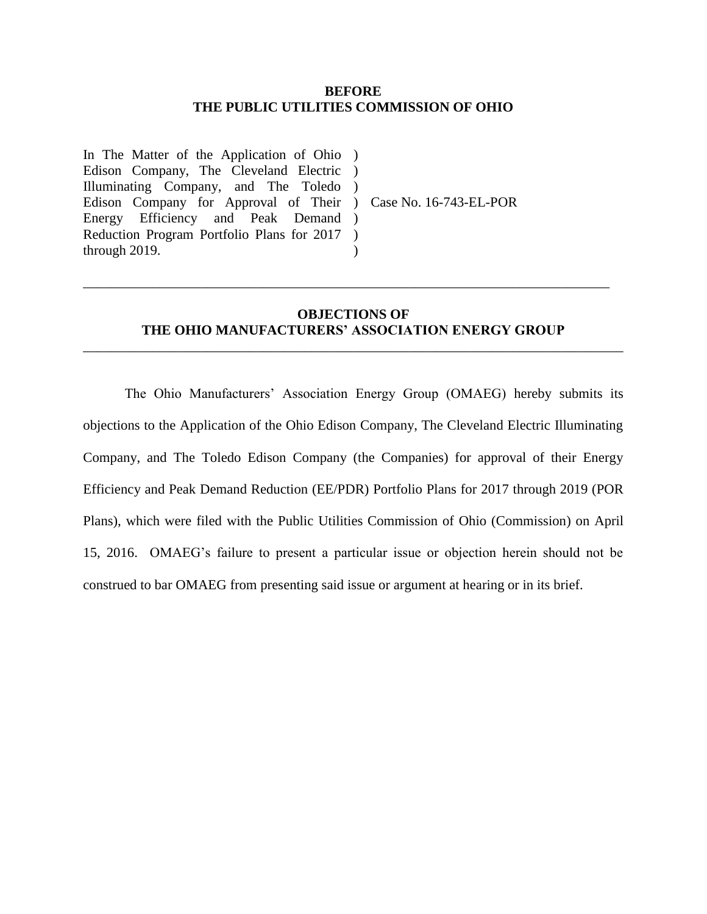**BEFORE**
**THE PUBLIC UTILITIES COMMISSION OF OHIO**

| | | |
|---|---|---|
| In The Matter of the Application of Ohio Edison Company, The Cleveland Electric Illuminating Company, and The Toledo Edison Company for Approval of Their Energy Efficiency and Peak Demand Reduction Program Portfolio Plans for 2017 through 2019. | ) ) ) ) ) ) ) | Case No. 16-743-EL-POR |

---

**OBJECTIONS OF**
**THE OHIO MANUFACTURERS' ASSOCIATION ENERGY GROUP**

---

The Ohio Manufacturers' Association Energy Group (OMAEG) hereby submits its objections to the Application of the Ohio Edison Company, The Cleveland Electric Illuminating Company, and The Toledo Edison Company (the Companies) for approval of their Energy Efficiency and Peak Demand Reduction (EE/PDR) Portfolio Plans for 2017 through 2019 (POR Plans), which were filed with the Public Utilities Commission of Ohio (Commission) on April 15, 2016. OMAEG's failure to present a particular issue or objection herein should not be construed to bar OMAEG from presenting said issue or argument at hearing or in its brief.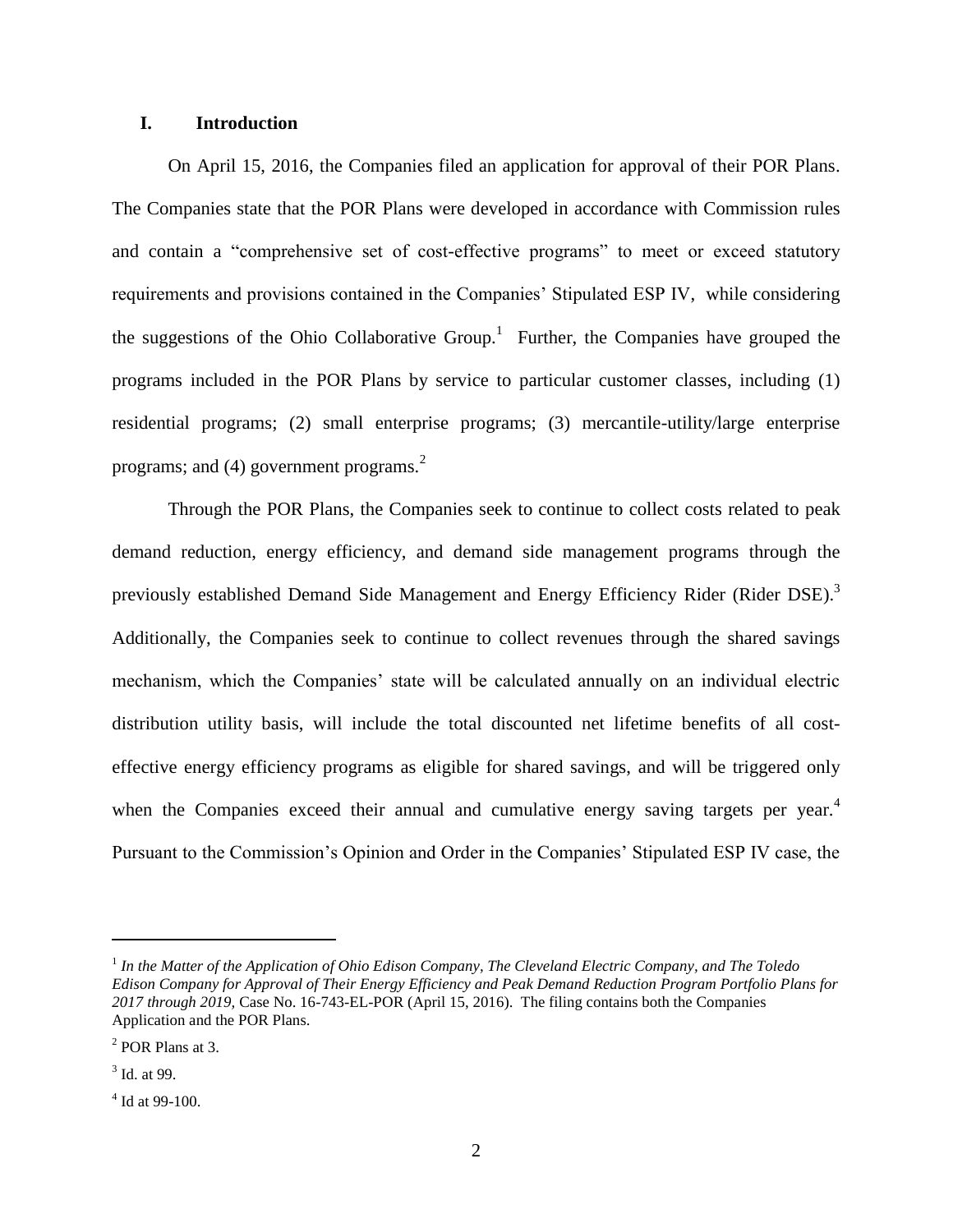## I. Introduction

On April 15, 2016, the Companies filed an application for approval of their POR Plans. The Companies state that the POR Plans were developed in accordance with Commission rules and contain a "comprehensive set of cost-effective programs" to meet or exceed statutory requirements and provisions contained in the Companies' Stipulated ESP IV, while considering the suggestions of the Ohio Collaborative Group.[1] Further, the Companies have grouped the programs included in the POR Plans by service to particular customer classes, including (1) residential programs; (2) small enterprise programs; (3) mercantile-utility/large enterprise programs; and (4) government programs.[2]

Through the POR Plans, the Companies seek to continue to collect costs related to peak demand reduction, energy efficiency, and demand side management programs through the previously established Demand Side Management and Energy Efficiency Rider (Rider DSE).[3] Additionally, the Companies seek to continue to collect revenues through the shared savings mechanism, which the Companies' state will be calculated annually on an individual electric distribution utility basis, will include the total discounted net lifetime benefits of all cost-effective energy efficiency programs as eligible for shared savings, and will be triggered only when the Companies exceed their annual and cumulative energy saving targets per year.[4] Pursuant to the Commission's Opinion and Order in the Companies' Stipulated ESP IV case, the

---

[1] *In the Matter of the Application of Ohio Edison Company, The Cleveland Electric Company, and The Toledo Edison Company for Approval of Their Energy Efficiency and Peak Demand Reduction Program Portfolio Plans for 2017 through 2019,* Case No. 16-743-EL-POR (April 15, 2016). The filing contains both the Companies Application and the POR Plans.

[2] POR Plans at 3.

[3] Id. at 99.

[4] Id at 99-100.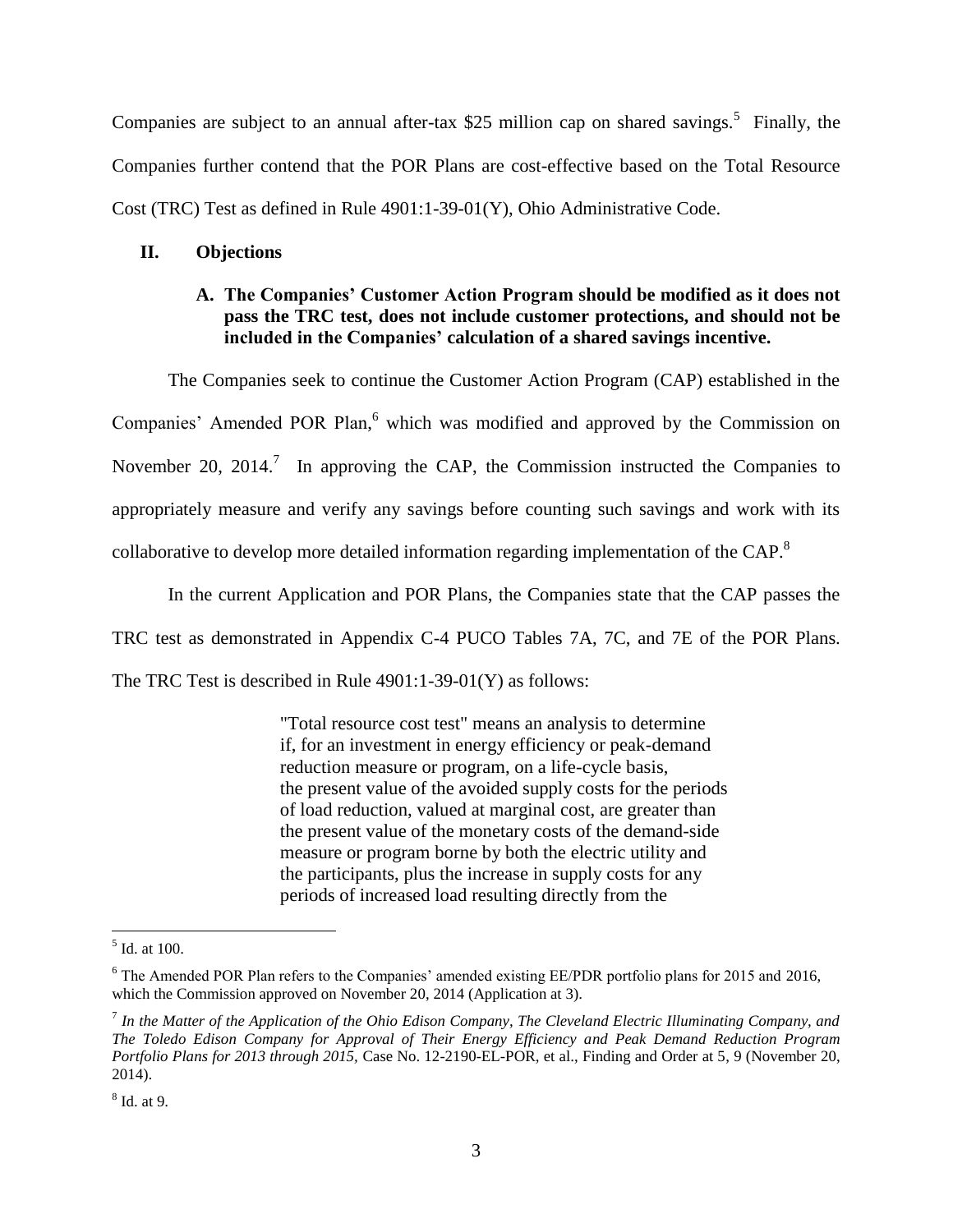Companies are subject to an annual after-tax $25 million cap on shared savings.[5] Finally, the Companies further contend that the POR Plans are cost-effective based on the Total Resource Cost (TRC) Test as defined in Rule 4901:1-39-01(Y), Ohio Administrative Code.

## II. Objections

### A. The Companies' Customer Action Program should be modified as it does not pass the TRC test, does not include customer protections, and should not be included in the Companies' calculation of a shared savings incentive.

The Companies seek to continue the Customer Action Program (CAP) established in the Companies' Amended POR Plan,[6] which was modified and approved by the Commission on November 20, 2014.[7] In approving the CAP, the Commission instructed the Companies to appropriately measure and verify any savings before counting such savings and work with its collaborative to develop more detailed information regarding implementation of the CAP.[8]

In the current Application and POR Plans, the Companies state that the CAP passes the TRC test as demonstrated in Appendix C-4 PUCO Tables 7A, 7C, and 7E of the POR Plans. The TRC Test is described in Rule 4901:1-39-01(Y) as follows:

> "Total resource cost test" means an analysis to determine if, for an investment in energy efficiency or peak-demand reduction measure or program, on a life-cycle basis, the present value of the avoided supply costs for the periods of load reduction, valued at marginal cost, are greater than the present value of the monetary costs of the demand-side measure or program borne by both the electric utility and the participants, plus the increase in supply costs for any periods of increased load resulting directly from the

---

[5] Id. at 100.

[6] The Amended POR Plan refers to the Companies' amended existing EE/PDR portfolio plans for 2015 and 2016, which the Commission approved on November 20, 2014 (Application at 3).

[7] *In the Matter of the Application of the Ohio Edison Company, The Cleveland Electric Illuminating Company, and The Toledo Edison Company for Approval of Their Energy Efficiency and Peak Demand Reduction Program Portfolio Plans for 2013 through 2015*, Case No. 12-2190-EL-POR, et al., Finding and Order at 5, 9 (November 20, 2014).

[8] Id. at 9.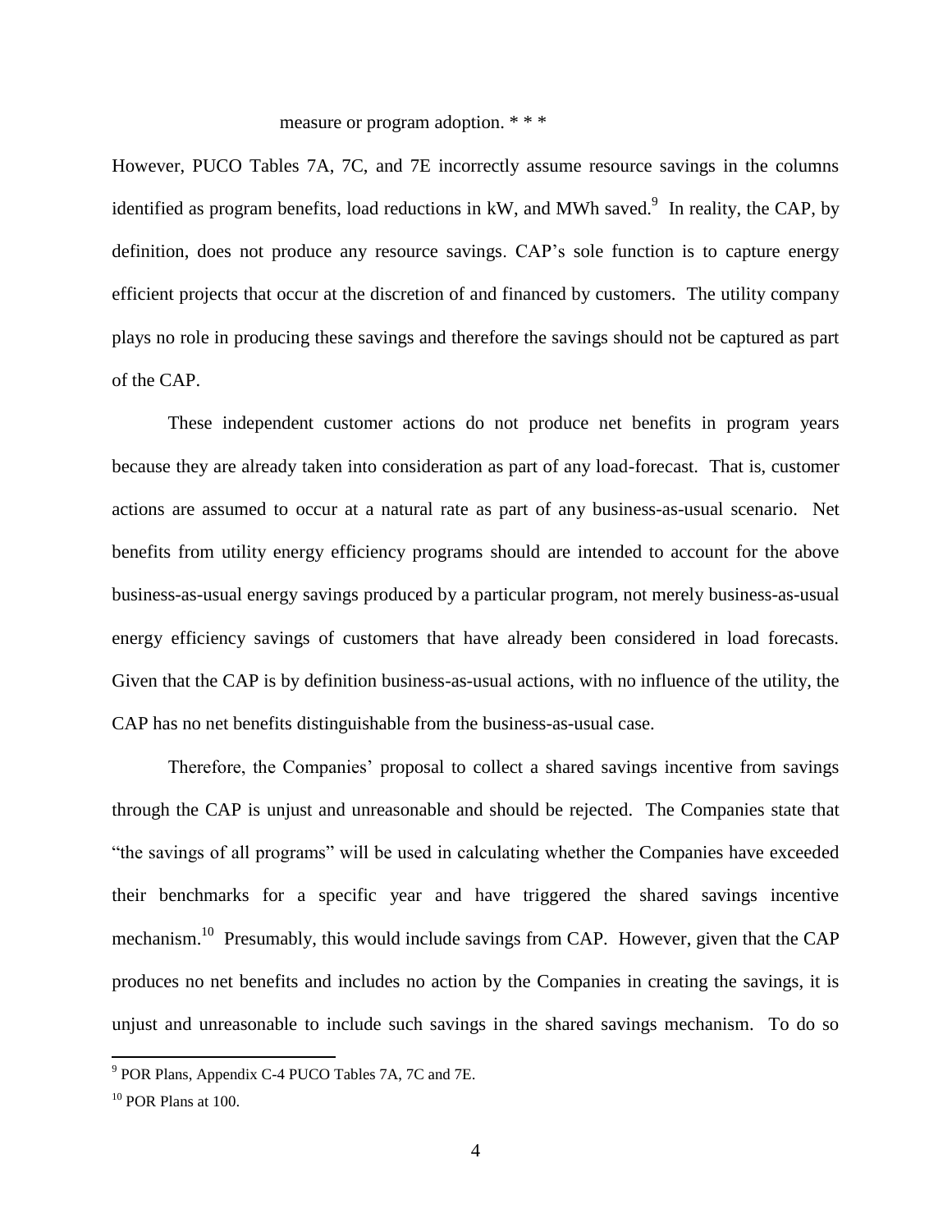measure or program adoption. * * *

However, PUCO Tables 7A, 7C, and 7E incorrectly assume resource savings in the columns identified as program benefits, load reductions in kW, and MWh saved.[9] In reality, the CAP, by definition, does not produce any resource savings. CAP's sole function is to capture energy efficient projects that occur at the discretion of and financed by customers. The utility company plays no role in producing these savings and therefore the savings should not be captured as part of the CAP.

These independent customer actions do not produce net benefits in program years because they are already taken into consideration as part of any load-forecast. That is, customer actions are assumed to occur at a natural rate as part of any business-as-usual scenario. Net benefits from utility energy efficiency programs should are intended to account for the above business-as-usual energy savings produced by a particular program, not merely business-as-usual energy efficiency savings of customers that have already been considered in load forecasts. Given that the CAP is by definition business-as-usual actions, with no influence of the utility, the CAP has no net benefits distinguishable from the business-as-usual case.

Therefore, the Companies' proposal to collect a shared savings incentive from savings through the CAP is unjust and unreasonable and should be rejected. The Companies state that "the savings of all programs" will be used in calculating whether the Companies have exceeded their benchmarks for a specific year and have triggered the shared savings incentive mechanism.[10] Presumably, this would include savings from CAP. However, given that the CAP produces no net benefits and includes no action by the Companies in creating the savings, it is unjust and unreasonable to include such savings in the shared savings mechanism. To do so

---

[9] POR Plans, Appendix C-4 PUCO Tables 7A, 7C and 7E.

[10] POR Plans at 100.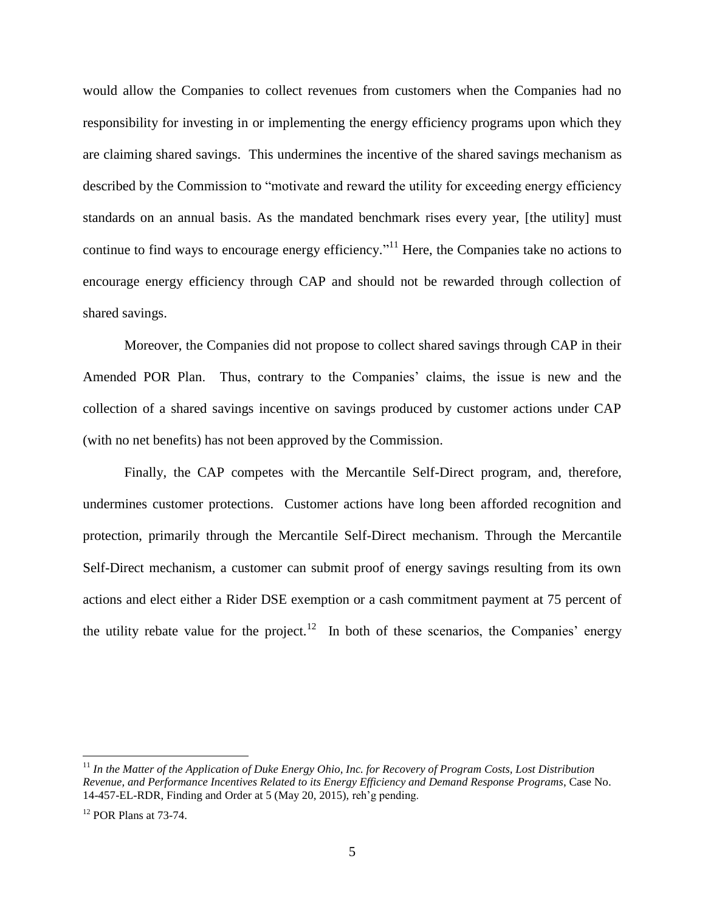would allow the Companies to collect revenues from customers when the Companies had no responsibility for investing in or implementing the energy efficiency programs upon which they are claiming shared savings. This undermines the incentive of the shared savings mechanism as described by the Commission to "motivate and reward the utility for exceeding energy efficiency standards on an annual basis. As the mandated benchmark rises every year, [the utility] must continue to find ways to encourage energy efficiency."[11] Here, the Companies take no actions to encourage energy efficiency through CAP and should not be rewarded through collection of shared savings.

Moreover, the Companies did not propose to collect shared savings through CAP in their Amended POR Plan. Thus, contrary to the Companies' claims, the issue is new and the collection of a shared savings incentive on savings produced by customer actions under CAP (with no net benefits) has not been approved by the Commission.

Finally, the CAP competes with the Mercantile Self-Direct program, and, therefore, undermines customer protections. Customer actions have long been afforded recognition and protection, primarily through the Mercantile Self-Direct mechanism. Through the Mercantile Self-Direct mechanism, a customer can submit proof of energy savings resulting from its own actions and elect either a Rider DSE exemption or a cash commitment payment at 75 percent of the utility rebate value for the project.[12] In both of these scenarios, the Companies' energy

---

[11] *In the Matter of the Application of Duke Energy Ohio, Inc. for Recovery of Program Costs, Lost Distribution Revenue, and Performance Incentives Related to its Energy Efficiency and Demand Response Programs*, Case No. 14-457-EL-RDR, Finding and Order at 5 (May 20, 2015), reh'g pending.

[12] POR Plans at 73-74.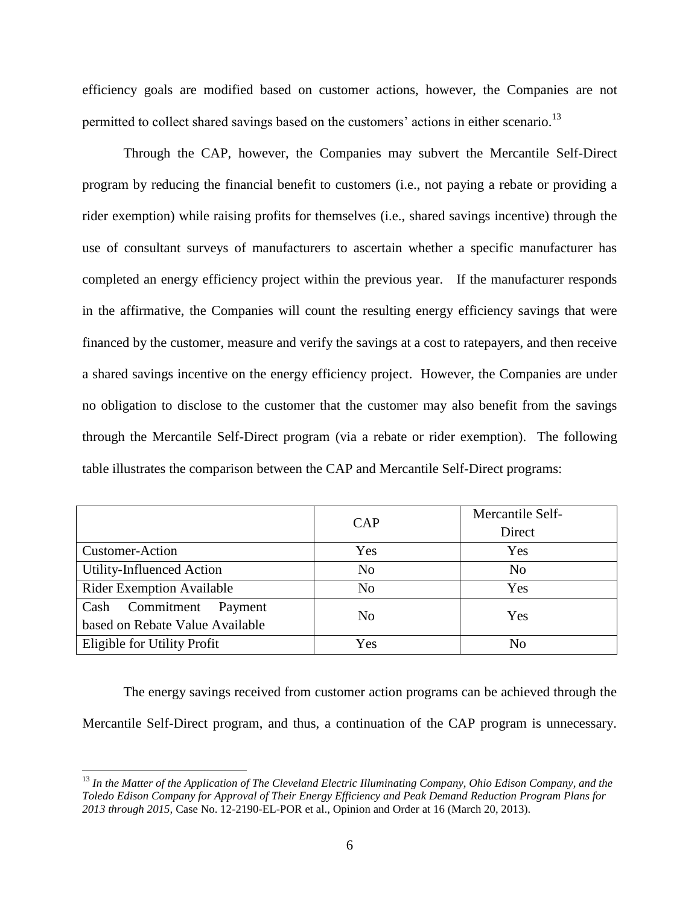efficiency goals are modified based on customer actions, however, the Companies are not permitted to collect shared savings based on the customers' actions in either scenario.[13]

Through the CAP, however, the Companies may subvert the Mercantile Self-Direct program by reducing the financial benefit to customers (i.e., not paying a rebate or providing a rider exemption) while raising profits for themselves (i.e., shared savings incentive) through the use of consultant surveys of manufacturers to ascertain whether a specific manufacturer has completed an energy efficiency project within the previous year. If the manufacturer responds in the affirmative, the Companies will count the resulting energy efficiency savings that were financed by the customer, measure and verify the savings at a cost to ratepayers, and then receive a shared savings incentive on the energy efficiency project. However, the Companies are under no obligation to disclose to the customer that the customer may also benefit from the savings through the Mercantile Self-Direct program (via a rebate or rider exemption). The following table illustrates the comparison between the CAP and Mercantile Self-Direct programs:

| | CAP | Mercantile Self-Direct |
|---|---|---|
| Customer-Action | Yes | Yes |
| Utility-Influenced Action | No | No |
| Rider Exemption Available | No | Yes |
| Cash Commitment Payment based on Rebate Value Available | No | Yes |
| Eligible for Utility Profit | Yes | No |

The energy savings received from customer action programs can be achieved through the Mercantile Self-Direct program, and thus, a continuation of the CAP program is unnecessary.

---

[13] *In the Matter of the Application of The Cleveland Electric Illuminating Company, Ohio Edison Company, and the Toledo Edison Company for Approval of Their Energy Efficiency and Peak Demand Reduction Program Plans for 2013 through 2015,* Case No. 12-2190-EL-POR et al., Opinion and Order at 16 (March 20, 2013).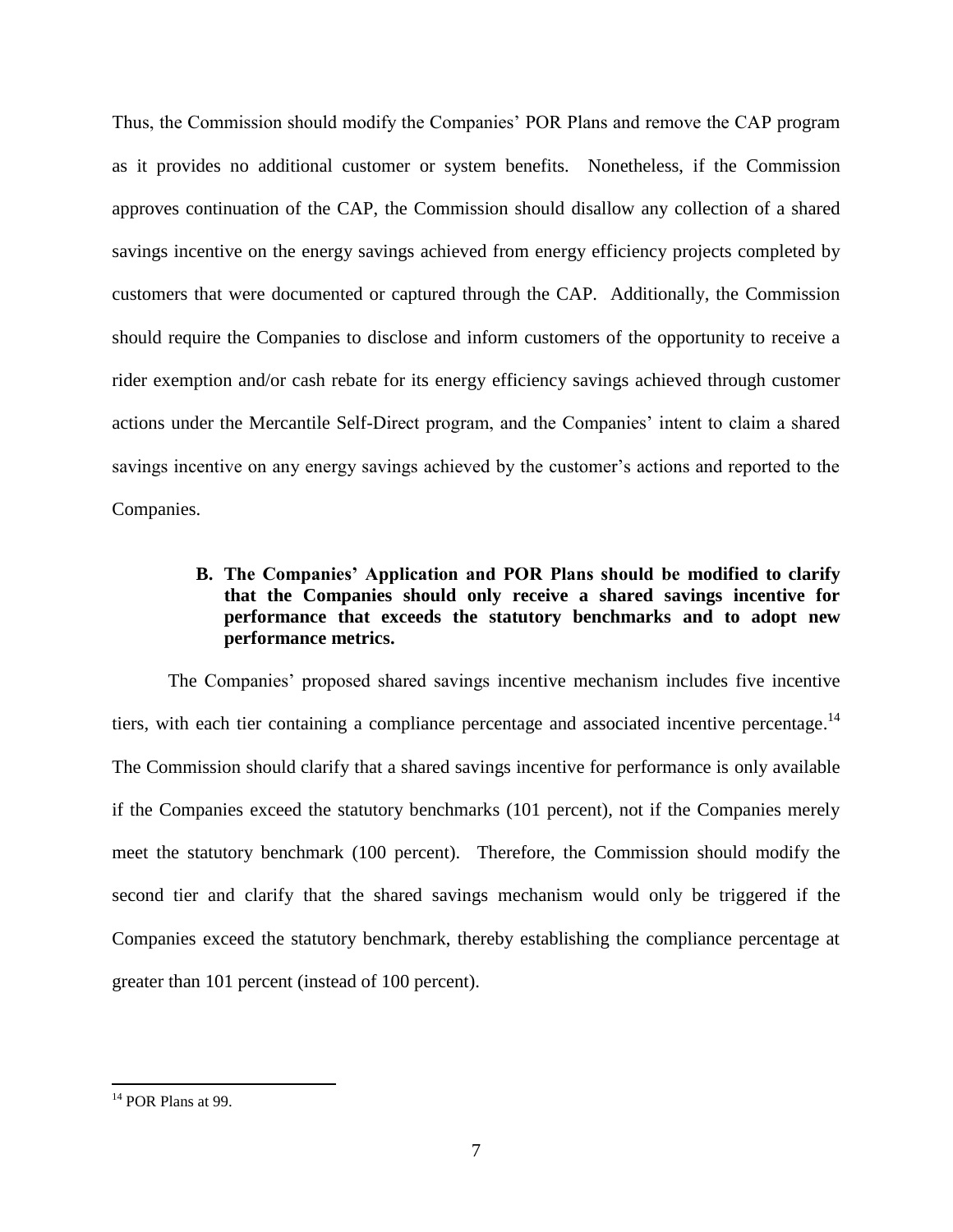Thus, the Commission should modify the Companies' POR Plans and remove the CAP program as it provides no additional customer or system benefits. Nonetheless, if the Commission approves continuation of the CAP, the Commission should disallow any collection of a shared savings incentive on the energy savings achieved from energy efficiency projects completed by customers that were documented or captured through the CAP. Additionally, the Commission should require the Companies to disclose and inform customers of the opportunity to receive a rider exemption and/or cash rebate for its energy efficiency savings achieved through customer actions under the Mercantile Self-Direct program, and the Companies' intent to claim a shared savings incentive on any energy savings achieved by the customer's actions and reported to the Companies.

### B. The Companies' Application and POR Plans should be modified to clarify that the Companies should only receive a shared savings incentive for performance that exceeds the statutory benchmarks and to adopt new performance metrics.

The Companies' proposed shared savings incentive mechanism includes five incentive tiers, with each tier containing a compliance percentage and associated incentive percentage.[14] The Commission should clarify that a shared savings incentive for performance is only available if the Companies exceed the statutory benchmarks (101 percent), not if the Companies merely meet the statutory benchmark (100 percent). Therefore, the Commission should modify the second tier and clarify that the shared savings mechanism would only be triggered if the Companies exceed the statutory benchmark, thereby establishing the compliance percentage at greater than 101 percent (instead of 100 percent).

---

[14] POR Plans at 99.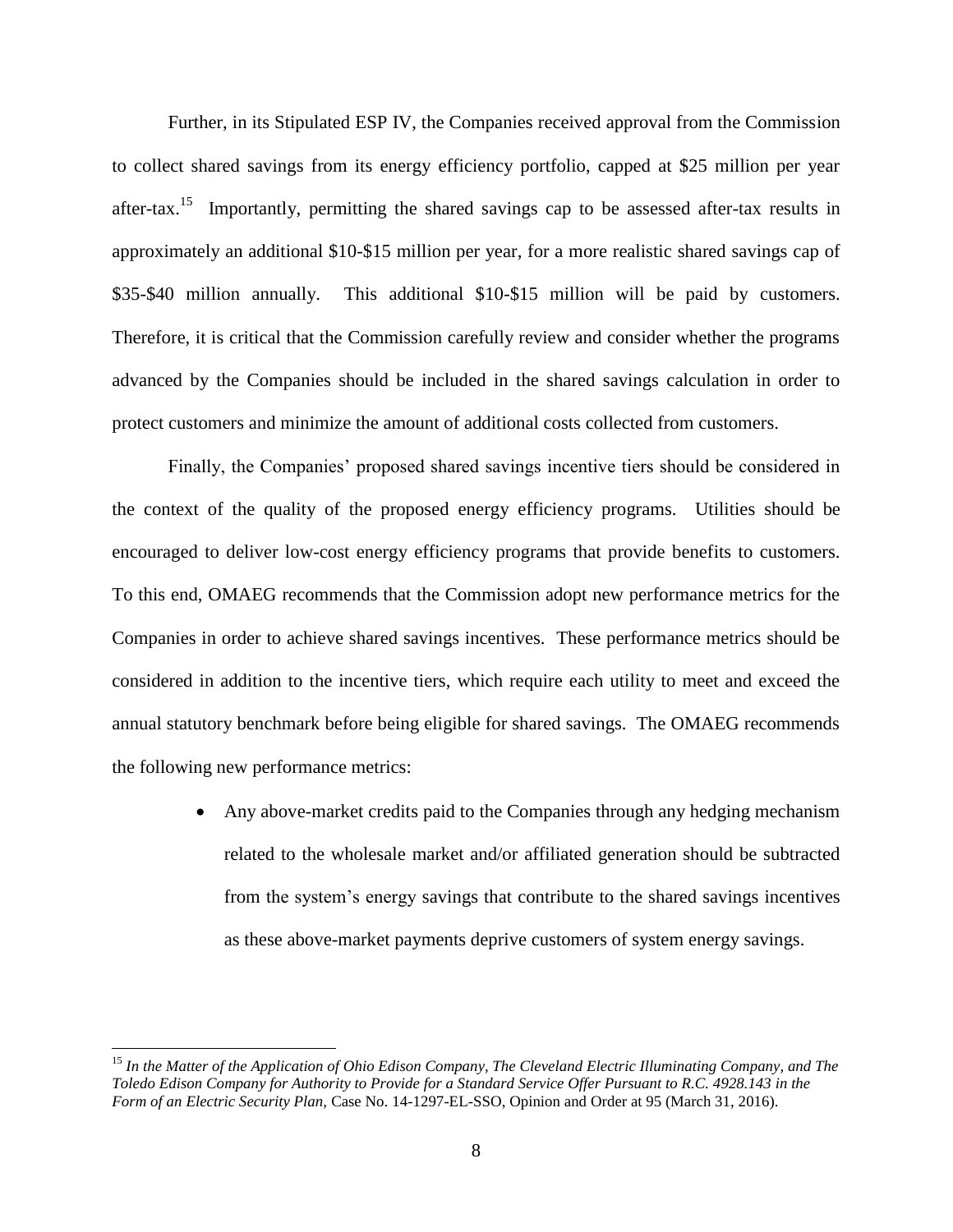Further, in its Stipulated ESP IV, the Companies received approval from the Commission to collect shared savings from its energy efficiency portfolio, capped at $25 million per year after-tax.[15] Importantly, permitting the shared savings cap to be assessed after-tax results in approximately an additional $10-$15 million per year, for a more realistic shared savings cap of $35-$40 million annually. This additional $10-$15 million will be paid by customers. Therefore, it is critical that the Commission carefully review and consider whether the programs advanced by the Companies should be included in the shared savings calculation in order to protect customers and minimize the amount of additional costs collected from customers.

Finally, the Companies' proposed shared savings incentive tiers should be considered in the context of the quality of the proposed energy efficiency programs. Utilities should be encouraged to deliver low-cost energy efficiency programs that provide benefits to customers. To this end, OMAEG recommends that the Commission adopt new performance metrics for the Companies in order to achieve shared savings incentives. These performance metrics should be considered in addition to the incentive tiers, which require each utility to meet and exceed the annual statutory benchmark before being eligible for shared savings. The OMAEG recommends the following new performance metrics:

- Any above-market credits paid to the Companies through any hedging mechanism related to the wholesale market and/or affiliated generation should be subtracted from the system's energy savings that contribute to the shared savings incentives as these above-market payments deprive customers of system energy savings.

---

[15] *In the Matter of the Application of Ohio Edison Company, The Cleveland Electric Illuminating Company, and The Toledo Edison Company for Authority to Provide for a Standard Service Offer Pursuant to R.C. 4928.143 in the Form of an Electric Security Plan,* Case No. 14-1297-EL-SSO, Opinion and Order at 95 (March 31, 2016).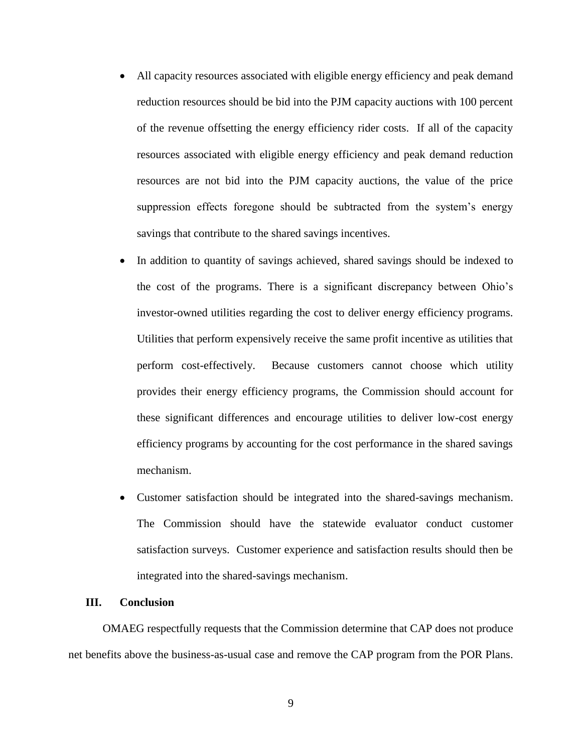- All capacity resources associated with eligible energy efficiency and peak demand reduction resources should be bid into the PJM capacity auctions with 100 percent of the revenue offsetting the energy efficiency rider costs. If all of the capacity resources associated with eligible energy efficiency and peak demand reduction resources are not bid into the PJM capacity auctions, the value of the price suppression effects foregone should be subtracted from the system's energy savings that contribute to the shared savings incentives.
- In addition to quantity of savings achieved, shared savings should be indexed to the cost of the programs. There is a significant discrepancy between Ohio's investor-owned utilities regarding the cost to deliver energy efficiency programs. Utilities that perform expensively receive the same profit incentive as utilities that perform cost-effectively. Because customers cannot choose which utility provides their energy efficiency programs, the Commission should account for these significant differences and encourage utilities to deliver low-cost energy efficiency programs by accounting for the cost performance in the shared savings mechanism.
- Customer satisfaction should be integrated into the shared-savings mechanism. The Commission should have the statewide evaluator conduct customer satisfaction surveys. Customer experience and satisfaction results should then be integrated into the shared-savings mechanism.

## III. Conclusion

OMAEG respectfully requests that the Commission determine that CAP does not produce net benefits above the business-as-usual case and remove the CAP program from the POR Plans.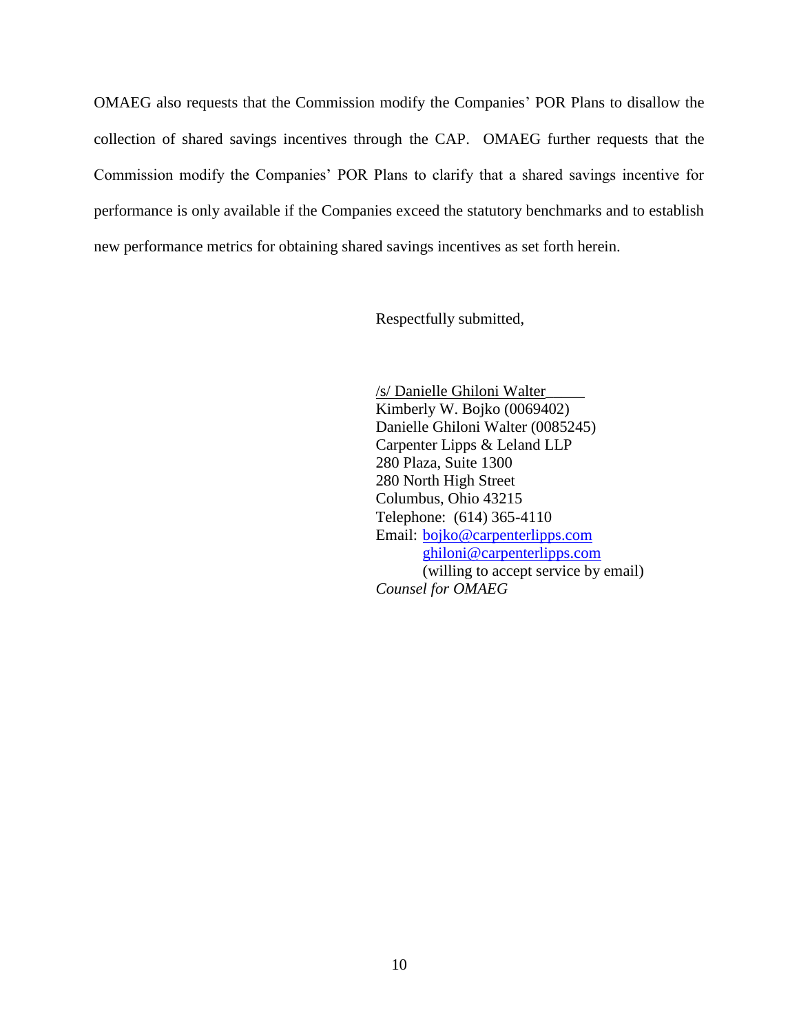OMAEG also requests that the Commission modify the Companies' POR Plans to disallow the collection of shared savings incentives through the CAP. OMAEG further requests that the Commission modify the Companies' POR Plans to clarify that a shared savings incentive for performance is only available if the Companies exceed the statutory benchmarks and to establish new performance metrics for obtaining shared savings incentives as set forth herein.

Respectfully submitted,

/s/ Danielle Ghiloni Walter
Kimberly W. Bojko (0069402)
Danielle Ghiloni Walter (0085245)
Carpenter Lipps & Leland LLP
280 Plaza, Suite 1300
280 North High Street
Columbus, Ohio 43215
Telephone: (614) 365-4110
Email: bojko@carpenterlipps.com
ghiloni@carpenterlipps.com
(willing to accept service by email)
*Counsel for OMAEG*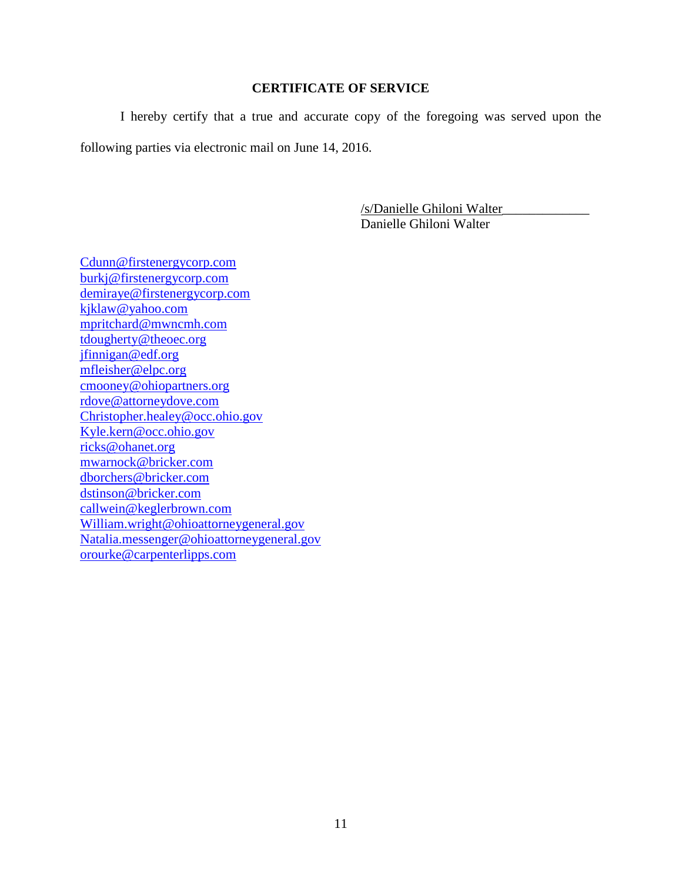## CERTIFICATE OF SERVICE

I hereby certify that a true and accurate copy of the foregoing was served upon the following parties via electronic mail on June 14, 2016.

/s/Danielle Ghiloni Walter______________
Danielle Ghiloni Walter

Cdunn@firstenergycorp.com
burkj@firstenergycorp.com
demiraye@firstenergycorp.com
kjklaw@yahoo.com
mpritchard@mwncmh.com
tdougherty@theoec.org
jfinnigan@edf.org
mfleisher@elpc.org
cmooney@ohiopartners.org
rdove@attorneydove.com
Christopher.healey@occ.ohio.gov
Kyle.kern@occ.ohio.gov
ricks@ohanet.org
mwarnock@bricker.com
dborchers@bricker.com
dstinson@bricker.com
callwein@keglerbrown.com
William.wright@ohioattorneygeneral.gov
Natalia.messenger@ohioattorneygeneral.gov
orourke@carpenterlipps.com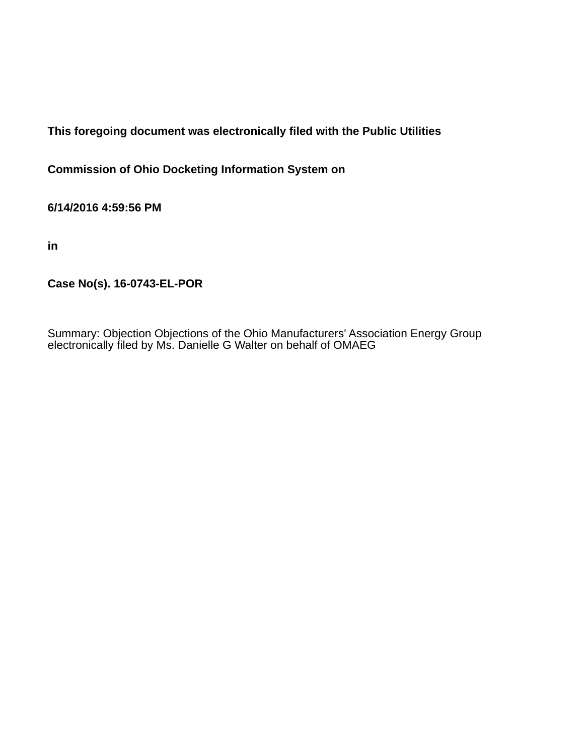**This foregoing document was electronically filed with the Public Utilities**

**Commission of Ohio Docketing Information System on**

**6/14/2016 4:59:56 PM**

**in**

**Case No(s). 16-0743-EL-POR**

Summary: Objection Objections of the Ohio Manufacturers' Association Energy Group electronically filed by Ms. Danielle G Walter on behalf of OMAEG